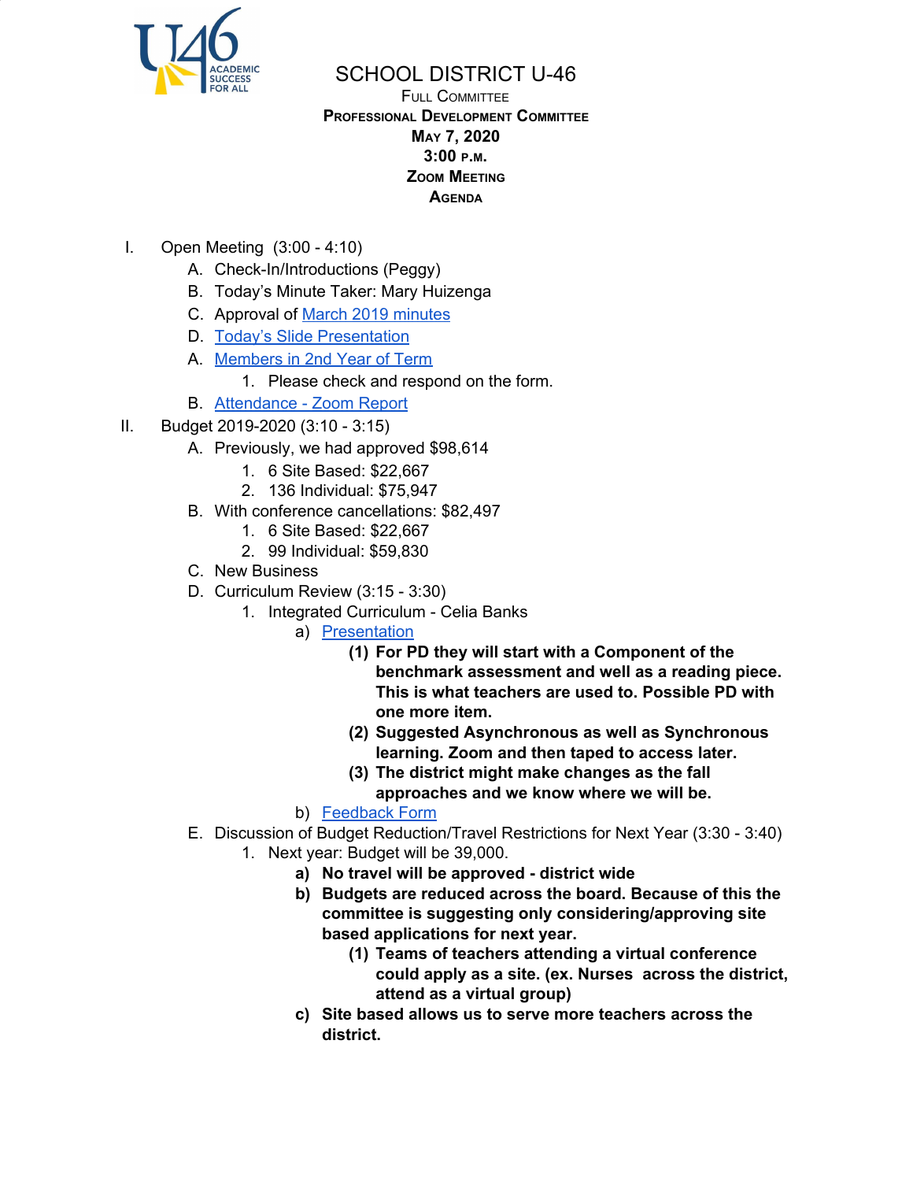# SCHOOL DISTRICT U-46

Full Committee
**Professional Development Committee**
**May 7, 2020**
**3:00 p.m.**
**Zoom Meeting**
**Agenda**

I. Open Meeting (3:00 - 4:10)
   A. Check-In/Introductions (Peggy)
   B. Today's Minute Taker: Mary Huizenga
   C. Approval of March 2019 minutes
   D. Today's Slide Presentation
   A. Members in 2nd Year of Term
      1. Please check and respond on the form.
   B. Attendance - Zoom Report

II. Budget 2019-2020 (3:10 - 3:15)
   A. Previously, we had approved $98,614
      1. 6 Site Based: $22,667
      2. 136 Individual: $75,947
   B. With conference cancellations: $82,497
      1. 6 Site Based: $22,667
      2. 99 Individual: $59,830
   C. New Business
   D. Curriculum Review (3:15 - 3:30)
      1. Integrated Curriculum - Celia Banks
         a) Presentation
            (1) **For PD they will start with a Component of the benchmark assessment and well as a reading piece. This is what teachers are used to. Possible PD with one more item.**
            (2) **Suggested Asynchronous as well as Synchronous learning. Zoom and then taped to access later.**
            (3) **The district might make changes as the fall approaches and we know where we will be.**
         b) Feedback Form
   E. Discussion of Budget Reduction/Travel Restrictions for Next Year (3:30 - 3:40)
      1. Next year: Budget will be 39,000.
         a) **No travel will be approved - district wide**
         b) **Budgets are reduced across the board. Because of this the committee is suggesting only considering/approving site based applications for next year.**
            (1) **Teams of teachers attending a virtual conference could apply as a site. (ex. Nurses across the district, attend as a virtual group)**
         c) **Site based allows us to serve more teachers across the district.**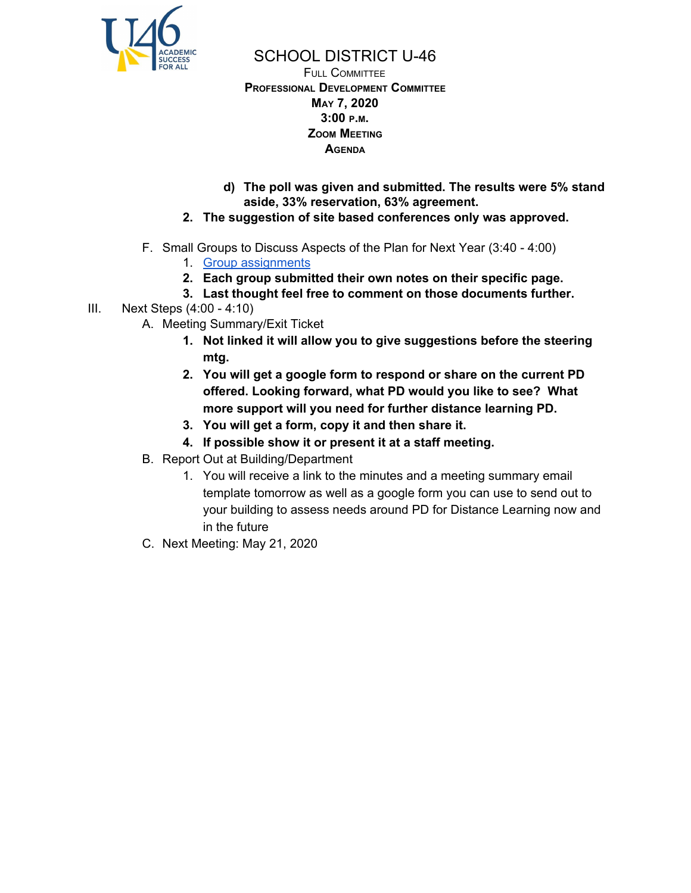SCHOOL DISTRICT U-46

FULL COMMITTEE

PROFESSIONAL DEVELOPMENT COMMITTEE

MAY 7, 2020

3:00 P.M.

ZOOM MEETING

AGENDA

   d) **The poll was given and submitted. The results were 5% stand aside, 33% reservation, 63% agreement.**

2. **The suggestion of site based conferences only was approved.**

F. Small Groups to Discuss Aspects of the Plan for Next Year (3:40 - 4:00)
   1. Group assignments
   2. **Each group submitted their own notes on their specific page.**
   3. **Last thought feel free to comment on those documents further.**

III. Next Steps (4:00 - 4:10)

A. Meeting Summary/Exit Ticket
   1. **Not linked it will allow you to give suggestions before the steering mtg.**
   2. **You will get a google form to respond or share on the current PD offered. Looking forward, what PD would you like to see? What more support will you need for further distance learning PD.**
   3. **You will get a form, copy it and then share it.**
   4. **If possible show it or present it at a staff meeting.**

B. Report Out at Building/Department
   1. You will receive a link to the minutes and a meeting summary email template tomorrow as well as a google form you can use to send out to your building to assess needs around PD for Distance Learning now and in the future

C. Next Meeting: May 21, 2020